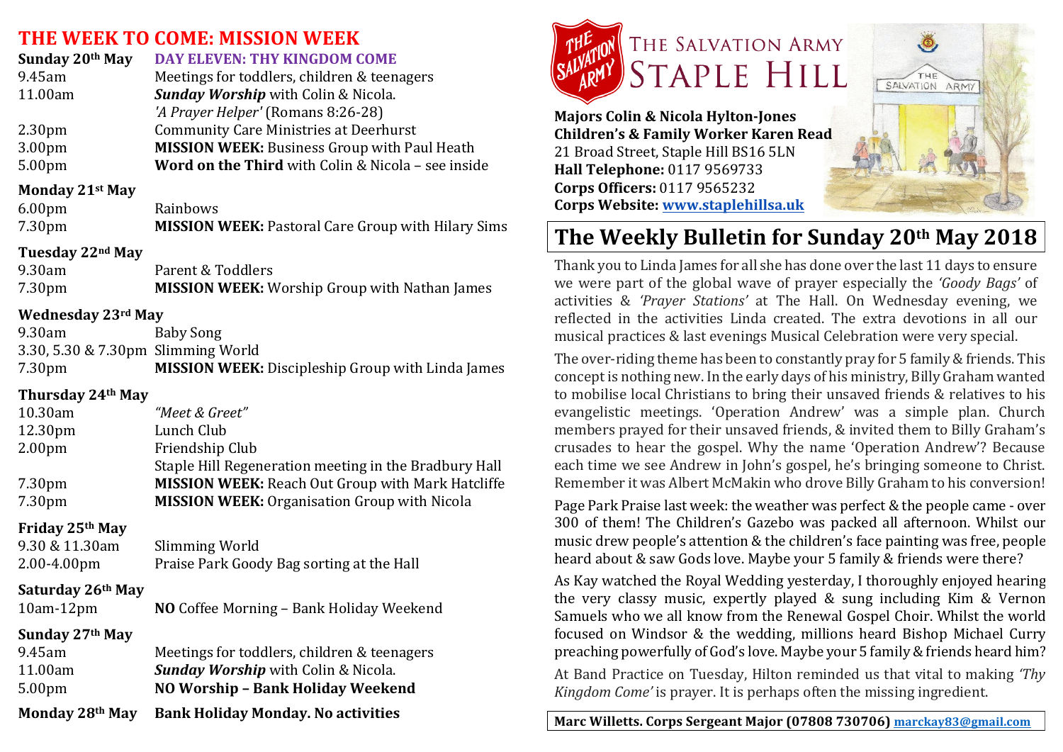# THE WEEK TO COME: MISSION WEEK

**Sunday 20th May** — **DAY ELEVEN: THY KINGDOM COME**

| | |
|---|---|
| 9.45am | Meetings for toddlers, children & teenagers |
| 11.00am | ***Sunday Worship*** with Colin & Nicola. *'A Prayer Helper'* (Romans 8:26-28) |
| 2.30pm | Community Care Ministries at Deerhurst |
| 3.00pm | **MISSION WEEK:** Business Group with Paul Heath |
| 5.00pm | **Word on the Third** with Colin & Nicola – see inside |

**Monday 21st May**

| | |
|---|---|
| 6.00pm | Rainbows |
| 7.30pm | **MISSION WEEK:** Pastoral Care Group with Hilary Sims |

**Tuesday 22nd May**

| | |
|---|---|
| 9.30am | Parent & Toddlers |
| 7.30pm | **MISSION WEEK:** Worship Group with Nathan James |

**Wednesday 23rd May**

| | |
|---|---|
| 9.30am | Baby Song |
| 3.30, 5.30 & 7.30pm | Slimming World |
| 7.30pm | **MISSION WEEK:** Discipleship Group with Linda James |

**Thursday 24th May**

| | |
|---|---|
| 10.30am | *"Meet & Greet"* |
| 12.30pm | Lunch Club |
| 2.00pm | Friendship Club |
| | Staple Hill Regeneration meeting in the Bradbury Hall |
| 7.30pm | **MISSION WEEK:** Reach Out Group with Mark Hatcliffe |
| 7.30pm | **MISSION WEEK:** Organisation Group with Nicola |

**Friday 25th May**

| | |
|---|---|
| 9.30 & 11.30am | Slimming World |
| 2.00-4.00pm | Praise Park Goody Bag sorting at the Hall |

**Saturday 26th May**

| | |
|---|---|
| 10am-12pm | **NO** Coffee Morning – Bank Holiday Weekend |

**Sunday 27th May**

| | |
|---|---|
| 9.45am | Meetings for toddlers, children & teenagers |
| 11.00am | ***Sunday Worship*** with Colin & Nicola. |
| 5.00pm | **NO Worship – Bank Holiday Weekend** |

**Monday 28th May** — **Bank Holiday Monday. No activities**

THE SALVATION ARMY
STAPLE HILL

**Majors Colin & Nicola Hylton-Jones**
**Children's & Family Worker Karen Read**
21 Broad Street, Staple Hill BS16 5LN
**Hall Telephone:** 0117 9569733
**Corps Officers:** 0117 9565232
**Corps Website:** www.staplehillsa.uk

## The Weekly Bulletin for Sunday 20th May 2018

Thank you to Linda James for all she has done over the last 11 days to ensure we were part of the global wave of prayer especially the *'Goody Bags'* of activities & *'Prayer Stations'* at The Hall. On Wednesday evening, we reflected in the activities Linda created. The extra devotions in all our musical practices & last evenings Musical Celebration were very special.

The over-riding theme has been to constantly pray for 5 family & friends. This concept is nothing new. In the early days of his ministry, Billy Graham wanted to mobilise local Christians to bring their unsaved friends & relatives to his evangelistic meetings. 'Operation Andrew' was a simple plan. Church members prayed for their unsaved friends, & invited them to Billy Graham's crusades to hear the gospel. Why the name 'Operation Andrew'? Because each time we see Andrew in John's gospel, he's bringing someone to Christ. Remember it was Albert McMakin who drove Billy Graham to his conversion!

Page Park Praise last week: the weather was perfect & the people came - over 300 of them! The Children's Gazebo was packed all afternoon. Whilst our music drew people's attention & the children's face painting was free, people heard about & saw Gods love. Maybe your 5 family & friends were there?

As Kay watched the Royal Wedding yesterday, I thoroughly enjoyed hearing the very classy music, expertly played & sung including Kim & Vernon Samuels who we all know from the Renewal Gospel Choir. Whilst the world focused on Windsor & the wedding, millions heard Bishop Michael Curry preaching powerfully of God's love. Maybe your 5 family & friends heard him?

At Band Practice on Tuesday, Hilton reminded us that vital to making *'Thy Kingdom Come'* is prayer. It is perhaps often the missing ingredient.

**Marc Willetts. Corps Sergeant Major (07808 730706)** marckay83@gmail.com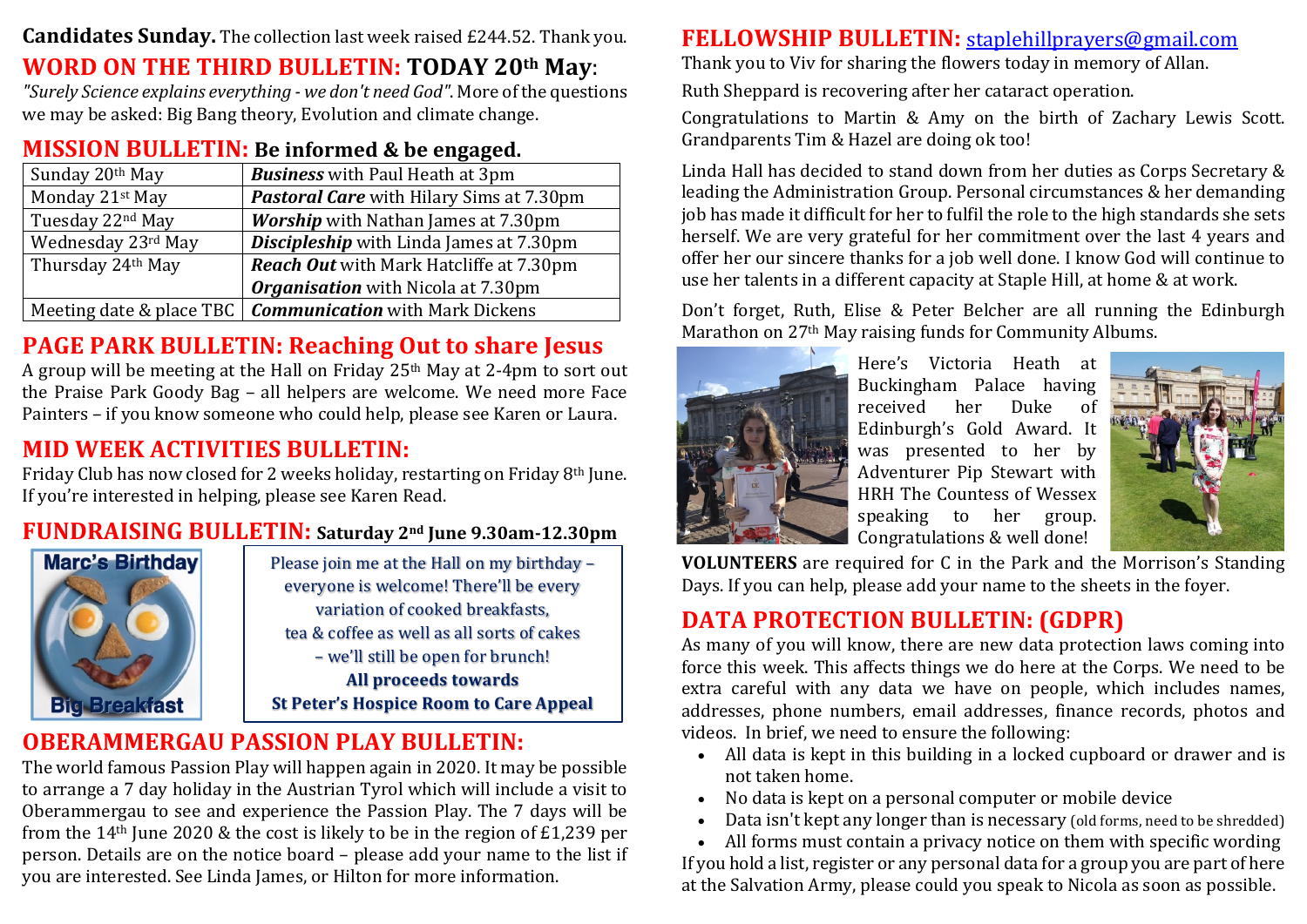**Candidates Sunday.** The collection last week raised £244.52. Thank you.

## WORD ON THE THIRD BULLETIN: TODAY 20th May:

*"Surely Science explains everything - we don't need God".* More of the questions we may be asked: Big Bang theory, Evolution and climate change.

## MISSION BULLETIN: Be informed & be engaged.

| | |
|---|---|
| Sunday 20th May | ***Business*** with Paul Heath at 3pm |
| Monday 21st May | ***Pastoral Care*** with Hilary Sims at 7.30pm |
| Tuesday 22nd May | ***Worship*** with Nathan James at 7.30pm |
| Wednesday 23rd May | ***Discipleship*** with Linda James at 7.30pm |
| Thursday 24th May | ***Reach Out*** with Mark Hatcliffe at 7.30pm<br>***Organisation*** with Nicola at 7.30pm |
| Meeting date & place TBC | ***Communication*** with Mark Dickens |

## PAGE PARK BULLETIN: Reaching Out to share Jesus

A group will be meeting at the Hall on Friday 25th May at 2-4pm to sort out the Praise Park Goody Bag – all helpers are welcome. We need more Face Painters – if you know someone who could help, please see Karen or Laura.

## MID WEEK ACTIVITIES BULLETIN:

Friday Club has now closed for 2 weeks holiday, restarting on Friday 8th June. If you're interested in helping, please see Karen Read.

## FUNDRAISING BULLETIN: Saturday 2nd June 9.30am-12.30pm

Marc's Birthday Big Breakfast

Please join me at the Hall on my birthday – everyone is welcome! There'll be every variation of cooked breakfasts, tea & coffee as well as all sorts of cakes – we'll still be open for brunch!
**All proceeds towards**
**St Peter's Hospice Room to Care Appeal**

## OBERAMMERGAU PASSION PLAY BULLETIN:

The world famous Passion Play will happen again in 2020. It may be possible to arrange a 7 day holiday in the Austrian Tyrol which will include a visit to Oberammergau to see and experience the Passion Play. The 7 days will be from the 14th June 2020 & the cost is likely to be in the region of £1,239 per person. Details are on the notice board – please add your name to the list if you are interested. See Linda James, or Hilton for more information.

## FELLOWSHIP BULLETIN: staplehillprayers@gmail.com

Thank you to Viv for sharing the flowers today in memory of Allan.

Ruth Sheppard is recovering after her cataract operation.

Congratulations to Martin & Amy on the birth of Zachary Lewis Scott. Grandparents Tim & Hazel are doing ok too!

Linda Hall has decided to stand down from her duties as Corps Secretary & leading the Administration Group. Personal circumstances & her demanding job has made it difficult for her to fulfil the role to the high standards she sets herself. We are very grateful for her commitment over the last 4 years and offer her our sincere thanks for a job well done. I know God will continue to use her talents in a different capacity at Staple Hill, at home & at work.

Don't forget, Ruth, Elise & Peter Belcher are all running the Edinburgh Marathon on 27th May raising funds for Community Albums.

Here's Victoria Heath at Buckingham Palace having received her Duke of Edinburgh's Gold Award. It was presented to her by Adventurer Pip Stewart with HRH The Countess of Wessex speaking to her group. Congratulations & well done!

**VOLUNTEERS** are required for C in the Park and the Morrison's Standing Days. If you can help, please add your name to the sheets in the foyer.

## DATA PROTECTION BULLETIN: (GDPR)

As many of you will know, there are new data protection laws coming into force this week. This affects things we do here at the Corps. We need to be extra careful with any data we have on people, which includes names, addresses, phone numbers, email addresses, finance records, photos and videos. In brief, we need to ensure the following:

- All data is kept in this building in a locked cupboard or drawer and is not taken home.
- No data is kept on a personal computer or mobile device
- Data isn't kept any longer than is necessary (old forms, need to be shredded)
- All forms must contain a privacy notice on them with specific wording

If you hold a list, register or any personal data for a group you are part of here at the Salvation Army, please could you speak to Nicola as soon as possible.